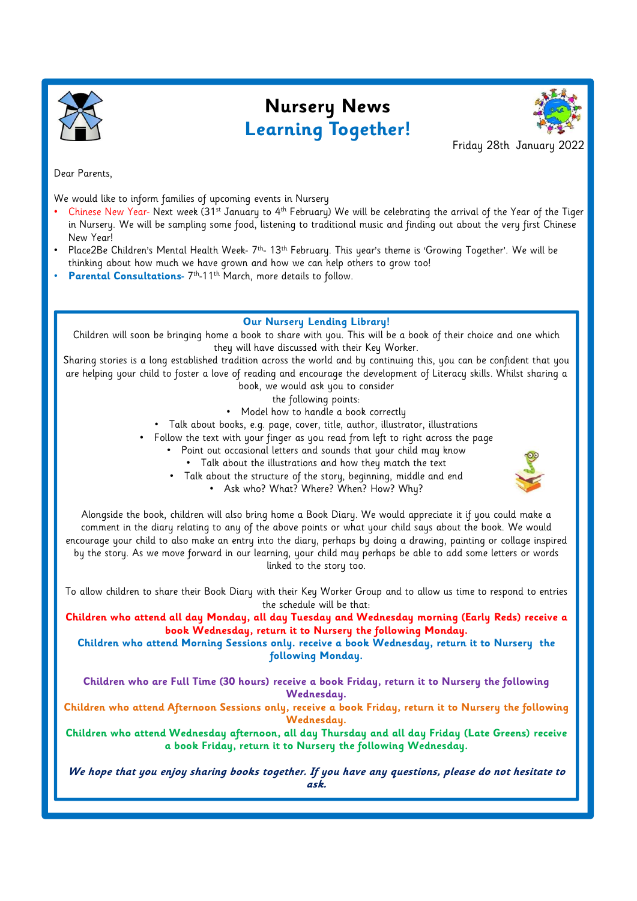# Nursery News

## Learning Together!

Friday 28th January 2022

Dear Parents,

We would like to inform families of upcoming events in Nursery

- Chinese New Year- Next week (31st January to 4th February) We will be celebrating the arrival of the Year of the Tiger in Nursery. We will be sampling some food, listening to traditional music and finding out about the very first Chinese New Year!
- Place2Be Children's Mental Health Week- 7th- 13th February. This year's theme is 'Growing Together'. We will be thinking about how much we have grown and how we can help others to grow too!
- **Parental Consultations**- 7th-11th March, more details to follow.

### Our Nursery Lending Library!

Children will soon be bringing home a book to share with you. This will be a book of their choice and one which they will have discussed with their Key Worker.

Sharing stories is a long established tradition across the world and by continuing this, you can be confident that you are helping your child to foster a love of reading and encourage the development of Literacy skills. Whilst sharing a book, we would ask you to consider the following points:

- Model how to handle a book correctly
- Talk about books, e.g. page, cover, title, author, illustrator, illustrations
- Follow the text with your finger as you read from left to right across the page
- Point out occasional letters and sounds that your child may know
- Talk about the illustrations and how they match the text
- Talk about the structure of the story, beginning, middle and end
- Ask who? What? Where? When? How? Why?

Alongside the book, children will also bring home a Book Diary. We would appreciate it if you could make a comment in the diary relating to any of the above points or what your child says about the book. We would encourage your child to also make an entry into the diary, perhaps by doing a drawing, painting or collage inspired by the story. As we move forward in our learning, your child may perhaps be able to add some letters or words linked to the story too.

To allow children to share their Book Diary with their Key Worker Group and to allow us time to respond to entries the schedule will be that:

**Children who attend all day Monday, all day Tuesday and Wednesday morning (Early Reds) receive a book Wednesday, return it to Nursery the following Monday.**

**Children who attend Morning Sessions only. receive a book Wednesday, return it to Nursery the following Monday.**

**Children who are Full Time (30 hours) receive a book Friday, return it to Nursery the following Wednesday.**

**Children who attend Afternoon Sessions only, receive a book Friday, return it to Nursery the following Wednesday.**

**Children who attend Wednesday afternoon, all day Thursday and all day Friday (Late Greens) receive a book Friday, return it to Nursery the following Wednesday.**

***We hope that you enjoy sharing books together. If you have any questions, please do not hesitate to ask.***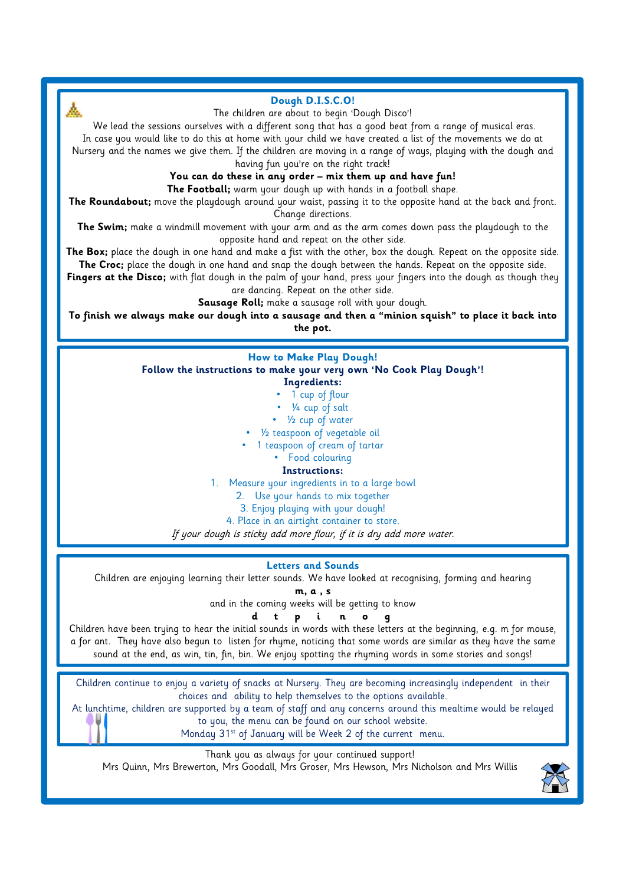## Dough D.I.S.C.O!

The children are about to begin 'Dough Disco'!

We lead the sessions ourselves with a different song that has a good beat from a range of musical eras. In case you would like to do this at home with your child we have created a list of the movements we do at Nursery and the names we give them. If the children are moving in a range of ways, playing with the dough and having fun you're on the right track!

**You can do these in any order – mix them up and have fun!**

**The Football;** warm your dough up with hands in a football shape.

**The Roundabout;** move the playdough around your waist, passing it to the opposite hand at the back and front. Change directions.

**The Swim;** make a windmill movement with your arm and as the arm comes down pass the playdough to the opposite hand and repeat on the other side.

**The Box;** place the dough in one hand and make a fist with the other, box the dough. Repeat on the opposite side.

**The Croc;** place the dough in one hand and snap the dough between the hands. Repeat on the opposite side.

**Fingers at the Disco;** with flat dough in the palm of your hand, press your fingers into the dough as though they are dancing. Repeat on the other side.

**Sausage Roll;** make a sausage roll with your dough.

**To finish we always make our dough into a sausage and then a "minion squish" to place it back into the pot.**

## How to Make Play Dough!

**Follow the instructions to make your very own 'No Cook Play Dough'!**

**Ingredients:**

- 1 cup of flour
- ¼ cup of salt
- ½ cup of water
- ½ teaspoon of vegetable oil
- 1 teaspoon of cream of tartar
- Food colouring

**Instructions:**

1. Measure your ingredients in to a large bowl
2. Use your hands to mix together
3. Enjoy playing with your dough!
4. Place in an airtight container to store.

*If your dough is sticky add more flour, if it is dry add more water.*

## Letters and Sounds

Children are enjoying learning their letter sounds. We have looked at recognising, forming and hearing

**m, a , s**

and in the coming weeks will be getting to know

**d t p i n o g**

Children have been trying to hear the initial sounds in words with these letters at the beginning, e.g. m for mouse, a for ant. They have also begun to listen for rhyme, noticing that some words are similar as they have the same sound at the end, as win, tin, fin, bin. We enjoy spotting the rhyming words in some stories and songs!

Children continue to enjoy a variety of snacks at Nursery. They are becoming increasingly independent in their choices and ability to help themselves to the options available.

At lunchtime, children are supported by a team of staff and any concerns around this mealtime would be relayed to you, the menu can be found on our school website.

Monday 31st of January will be Week 2 of the current menu.

Thank you as always for your continued support!

Mrs Quinn, Mrs Brewerton, Mrs Goodall, Mrs Groser, Mrs Hewson, Mrs Nicholson and Mrs Willis